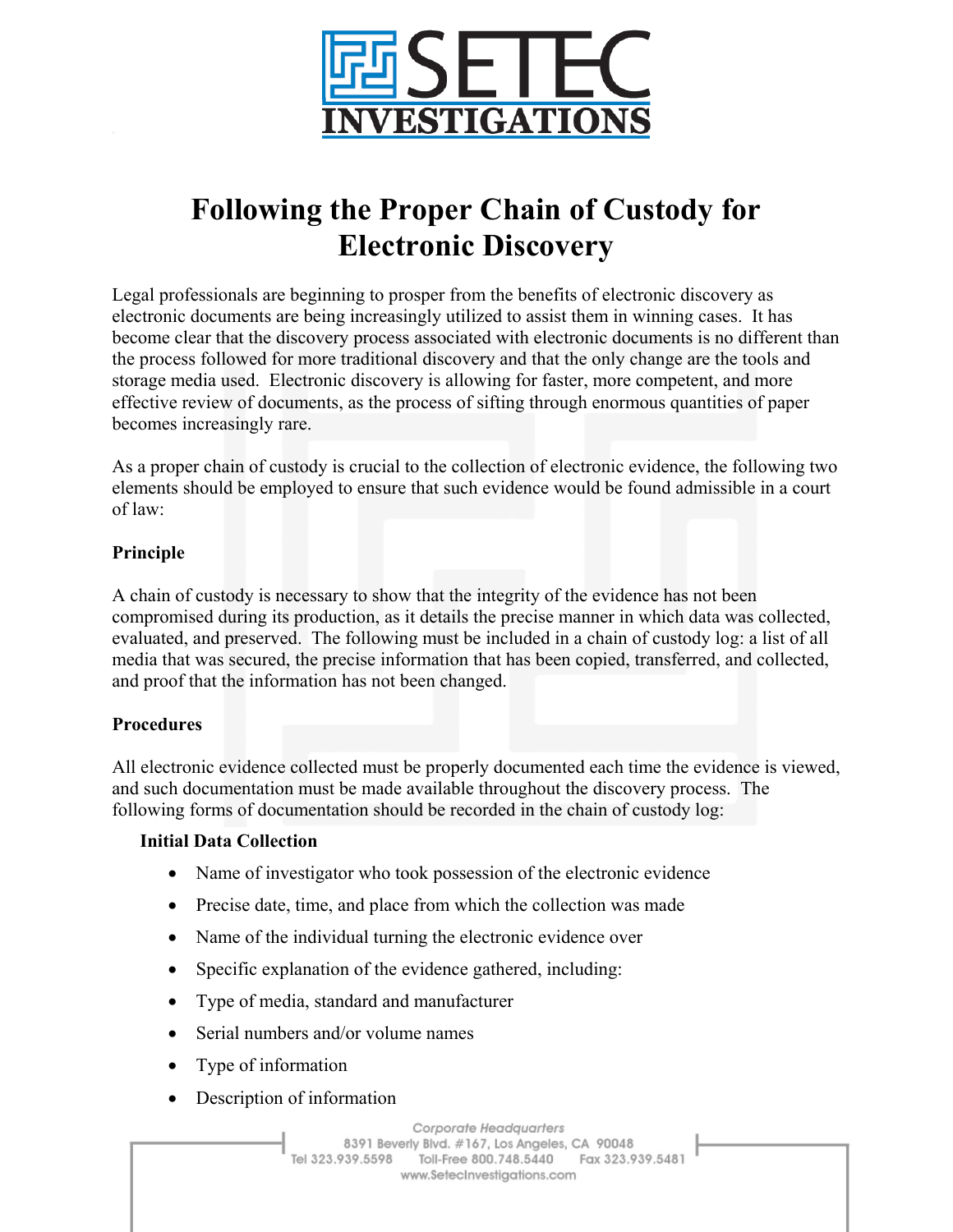# Following the Proper Chain of Custody for Electronic Discovery

Legal professionals are beginning to prosper from the benefits of electronic discovery as electronic documents are being increasingly utilized to assist them in winning cases. It has become clear that the discovery process associated with electronic documents is no different than the process followed for more traditional discovery and that the only change are the tools and storage media used. Electronic discovery is allowing for faster, more competent, and more effective review of documents, as the process of sifting through enormous quantities of paper becomes increasingly rare.

As a proper chain of custody is crucial to the collection of electronic evidence, the following two elements should be employed to ensure that such evidence would be found admissible in a court of law:

**Principle**

A chain of custody is necessary to show that the integrity of the evidence has not been compromised during its production, as it details the precise manner in which data was collected, evaluated, and preserved. The following must be included in a chain of custody log: a list of all media that was secured, the precise information that has been copied, transferred, and collected, and proof that the information has not been changed.

**Procedures**

All electronic evidence collected must be properly documented each time the evidence is viewed, and such documentation must be made available throughout the discovery process. The following forms of documentation should be recorded in the chain of custody log:

**Initial Data Collection**

- Name of investigator who took possession of the electronic evidence
- Precise date, time, and place from which the collection was made
- Name of the individual turning the electronic evidence over
- Specific explanation of the evidence gathered, including:
- Type of media, standard and manufacturer
- Serial numbers and/or volume names
- Type of information
- Description of information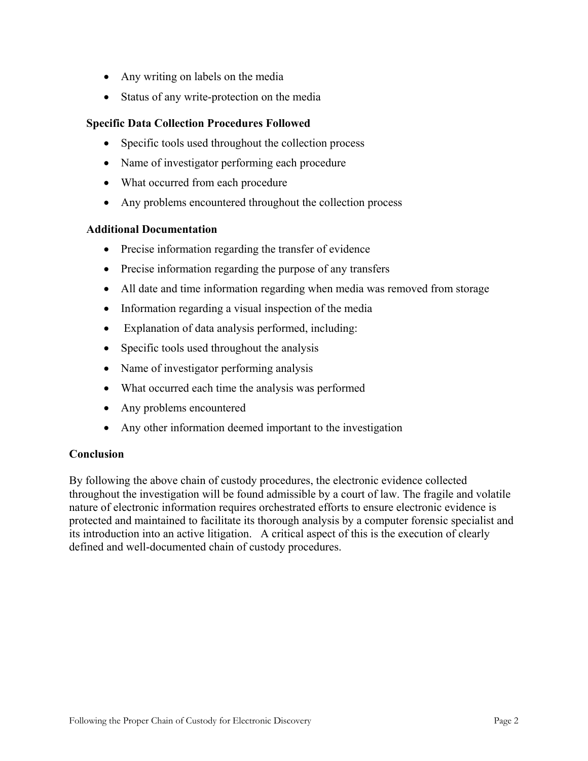- Any writing on labels on the media
- Status of any write-protection on the media

**Specific Data Collection Procedures Followed**

- Specific tools used throughout the collection process
- Name of investigator performing each procedure
- What occurred from each procedure
- Any problems encountered throughout the collection process

**Additional Documentation**

- Precise information regarding the transfer of evidence
- Precise information regarding the purpose of any transfers
- All date and time information regarding when media was removed from storage
- Information regarding a visual inspection of the media
- Explanation of data analysis performed, including:
- Specific tools used throughout the analysis
- Name of investigator performing analysis
- What occurred each time the analysis was performed
- Any problems encountered
- Any other information deemed important to the investigation

## Conclusion

By following the above chain of custody procedures, the electronic evidence collected throughout the investigation will be found admissible by a court of law. The fragile and volatile nature of electronic information requires orchestrated efforts to ensure electronic evidence is protected and maintained to facilitate its thorough analysis by a computer forensic specialist and its introduction into an active litigation. A critical aspect of this is the execution of clearly defined and well-documented chain of custody procedures.